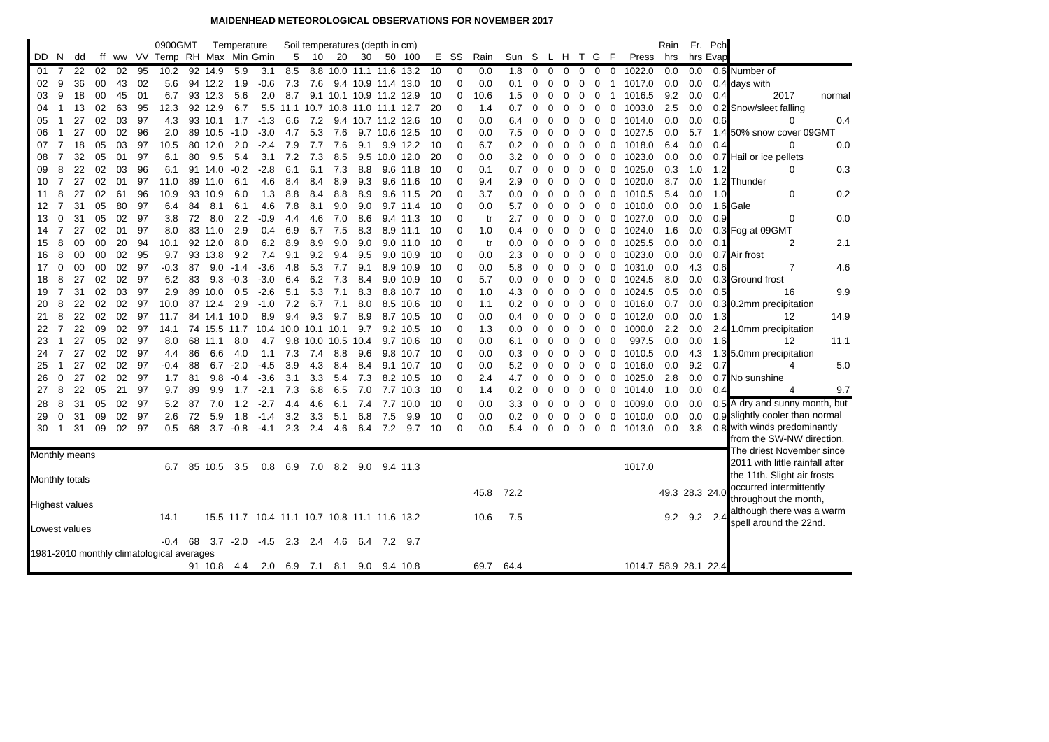# MAIDENHEAD METEOROLOGICAL OBSERVATIONS FOR NOVEMBER 2017

| DD | N | dd | ff | ww | VV | 0900GMT Temp | RH | Temperature Max | Min | Gmin | Soil temperatures (depth in cm) 5 | 10 | 20 | 30 | 50 | 100 | E | SS | Rain | Sun | S | L | H | T | G | F | Press | Rain hrs | Fr. hrs | Pch Evap |
|---|---|---|---|---|---|---|---|---|---|---|---|---|---|---|---|---|---|---|---|---|---|---|---|---|---|---|---|---|---|---|
| 01 | 7 | 22 | 02 | 02 | 95 | 10.2 | 92 | 14.9 | 5.9 | 3.1 | 8.5 | 8.8 | 10.0 | 11.1 | 11.6 | 13.2 | 10 | 0 | 0.0 | 1.8 | 0 | 0 | 0 | 0 | 0 | 0 | 1022.0 | 0.0 | 0.0 | 0.6 |
| 02 | 9 | 36 | 00 | 43 | 02 | 5.6 | 94 | 12.2 | 1.9 | -0.6 | 7.3 | 7.6 | 9.4 | 10.9 | 11.4 | 13.0 | 10 | 0 | 0.0 | 0.1 | 0 | 0 | 0 | 0 | 0 | 1 | 1017.0 | 0.0 | 0.0 | 0.4 |
| 03 | 9 | 18 | 00 | 45 | 01 | 6.7 | 93 | 12.3 | 5.6 | 2.0 | 8.7 | 9.1 | 10.1 | 10.9 | 11.2 | 12.9 | 10 | 0 | 10.6 | 1.5 | 0 | 0 | 0 | 0 | 0 | 1 | 1016.5 | 9.2 | 0.0 | 0.4 |
| 04 | 1 | 13 | 02 | 63 | 95 | 12.3 | 92 | 12.9 | 6.7 | 5.5 | 11.1 | 10.7 | 10.8 | 11.0 | 11.1 | 12.7 | 20 | 0 | 1.4 | 0.7 | 0 | 0 | 0 | 0 | 0 | 0 | 1003.0 | 2.5 | 0.0 | 0.2 |
| 05 | 1 | 27 | 02 | 03 | 97 | 4.3 | 93 | 10.1 | 1.7 | -1.3 | 6.6 | 7.2 | 9.4 | 10.7 | 11.2 | 12.6 | 10 | 0 | 0.0 | 6.4 | 0 | 0 | 0 | 0 | 0 | 0 | 1014.0 | 0.0 | 0.0 | 0.6 |
| 06 | 1 | 27 | 00 | 02 | 96 | 2.0 | 89 | 10.5 | -1.0 | -3.0 | 4.7 | 5.3 | 7.6 | 9.7 | 10.6 | 12.5 | 10 | 0 | 0.0 | 7.5 | 0 | 0 | 0 | 0 | 0 | 0 | 1027.5 | 0.0 | 5.7 | 1.4 |
| 07 | 7 | 18 | 05 | 03 | 97 | 10.5 | 80 | 12.0 | 2.0 | -2.4 | 7.9 | 7.7 | 7.6 | 9.1 | 9.9 | 12.2 | 10 | 0 | 6.7 | 0.2 | 0 | 0 | 0 | 0 | 0 | 0 | 1018.0 | 6.4 | 0.0 | 0.4 |
| 08 | 7 | 32 | 05 | 01 | 97 | 6.1 | 80 | 9.5 | 5.4 | 3.1 | 7.2 | 7.3 | 8.5 | 9.5 | 10.0 | 12.0 | 20 | 0 | 0.0 | 3.2 | 0 | 0 | 0 | 0 | 0 | 0 | 1023.0 | 0.0 | 0.0 | 0.7 |
| 09 | 8 | 22 | 02 | 03 | 96 | 6.1 | 91 | 14.0 | -0.2 | -2.8 | 6.1 | 6.1 | 7.3 | 8.8 | 9.6 | 11.8 | 10 | 0 | 0.1 | 0.7 | 0 | 0 | 0 | 0 | 0 | 0 | 1025.0 | 0.3 | 1.0 | 1.2 |
| 10 | 7 | 27 | 02 | 01 | 97 | 11.0 | 89 | 11.0 | 6.1 | 4.6 | 8.4 | 8.4 | 8.9 | 9.3 | 9.6 | 11.6 | 10 | 0 | 9.4 | 2.9 | 0 | 0 | 0 | 0 | 0 | 0 | 1020.0 | 8.7 | 0.0 | 1.2 |
| 11 | 8 | 27 | 02 | 61 | 96 | 10.9 | 93 | 10.9 | 6.0 | 1.3 | 8.8 | 8.4 | 8.8 | 8.9 | 9.6 | 11.5 | 20 | 0 | 3.7 | 0.0 | 0 | 0 | 0 | 0 | 0 | 0 | 1010.5 | 5.4 | 0.0 | 1.0 |
| 12 | 7 | 31 | 05 | 80 | 97 | 6.4 | 84 | 8.1 | 6.1 | 4.6 | 7.8 | 8.1 | 9.0 | 9.0 | 9.7 | 11.4 | 10 | 0 | 0.0 | 5.7 | 0 | 0 | 0 | 0 | 0 | 0 | 1010.0 | 0.0 | 0.0 | 1.6 |
| 13 | 0 | 31 | 05 | 02 | 97 | 3.8 | 72 | 8.0 | 2.2 | -0.9 | 4.4 | 4.6 | 7.0 | 8.6 | 9.4 | 11.3 | 10 | 0 | tr | 2.7 | 0 | 0 | 0 | 0 | 0 | 0 | 1027.0 | 0.0 | 0.0 | 0.9 |
| 14 | 7 | 27 | 02 | 01 | 97 | 8.0 | 83 | 11.0 | 2.9 | 0.4 | 6.9 | 6.7 | 7.5 | 8.3 | 8.9 | 11.1 | 10 | 0 | 1.0 | 0.4 | 0 | 0 | 0 | 0 | 0 | 0 | 1024.0 | 1.6 | 0.0 | 0.3 |
| 15 | 8 | 00 | 00 | 20 | 94 | 10.1 | 92 | 12.0 | 8.0 | 6.2 | 8.9 | 8.9 | 9.0 | 9.0 | 9.0 | 11.0 | 10 | 0 | tr | 0.0 | 0 | 0 | 0 | 0 | 0 | 0 | 1025.5 | 0.0 | 0.0 | 0.1 |
| 16 | 8 | 00 | 00 | 02 | 95 | 9.7 | 93 | 13.8 | 9.2 | 7.4 | 9.1 | 9.2 | 9.4 | 9.5 | 9.0 | 10.9 | 10 | 0 | 0.0 | 2.3 | 0 | 0 | 0 | 0 | 0 | 0 | 1023.0 | 0.0 | 0.0 | 0.7 |
| 17 | 0 | 00 | 00 | 02 | 97 | -0.3 | 87 | 9.0 | -1.4 | -3.6 | 4.8 | 5.3 | 7.7 | 9.1 | 8.9 | 10.9 | 10 | 0 | 0.0 | 5.8 | 0 | 0 | 0 | 0 | 0 | 0 | 1031.0 | 0.0 | 4.3 | 0.6 |
| 18 | 8 | 27 | 02 | 02 | 97 | 6.2 | 83 | 9.3 | -0.3 | -3.0 | 6.4 | 6.2 | 7.3 | 8.4 | 9.0 | 10.9 | 10 | 0 | 5.7 | 0.0 | 0 | 0 | 0 | 0 | 0 | 0 | 1024.5 | 8.0 | 0.0 | 0.3 |
| 19 | 7 | 31 | 02 | 03 | 97 | 2.9 | 89 | 10.0 | 0.5 | -2.6 | 5.1 | 5.3 | 7.1 | 8.3 | 8.8 | 10.7 | 10 | 0 | 1.0 | 4.3 | 0 | 0 | 0 | 0 | 0 | 0 | 1024.5 | 0.5 | 0.0 | 0.5 |
| 20 | 8 | 22 | 02 | 02 | 97 | 10.0 | 87 | 12.4 | 2.9 | -1.0 | 7.2 | 6.7 | 7.1 | 8.0 | 8.5 | 10.6 | 10 | 0 | 1.1 | 0.2 | 0 | 0 | 0 | 0 | 0 | 0 | 1016.0 | 0.7 | 0.0 | 0.3 |
| 21 | 8 | 22 | 02 | 02 | 97 | 11.7 | 84 | 14.1 | 10.0 | 8.9 | 9.4 | 9.3 | 9.7 | 8.9 | 8.7 | 10.5 | 10 | 0 | 0.0 | 0.4 | 0 | 0 | 0 | 0 | 0 | 0 | 1012.0 | 0.0 | 0.0 | 1.3 |
| 22 | 7 | 22 | 09 | 02 | 97 | 14.1 | 74 | 15.5 | 11.7 | 10.4 | 10.0 | 10.1 | 10.1 | 9.7 | 9.2 | 10.5 | 10 | 0 | 1.3 | 0.0 | 0 | 0 | 0 | 0 | 0 | 0 | 1000.0 | 2.2 | 0.0 | 2.4 |
| 23 | 1 | 27 | 05 | 02 | 97 | 8.0 | 68 | 11.1 | 8.0 | 4.7 | 9.8 | 10.0 | 10.5 | 10.4 | 9.7 | 10.6 | 10 | 0 | 0.0 | 6.1 | 0 | 0 | 0 | 0 | 0 | 0 | 997.5 | 0.0 | 0.0 | 1.6 |
| 24 | 7 | 27 | 02 | 02 | 97 | 4.4 | 86 | 6.6 | 4.0 | 1.1 | 7.3 | 7.4 | 8.8 | 9.6 | 9.8 | 10.7 | 10 | 0 | 0.0 | 0.3 | 0 | 0 | 0 | 0 | 0 | 0 | 1010.5 | 0.0 | 4.3 | 1.3 |
| 25 | 1 | 27 | 02 | 02 | 97 | -0.4 | 88 | 6.7 | -2.0 | -4.5 | 3.9 | 4.3 | 8.4 | 8.4 | 9.1 | 10.7 | 10 | 0 | 0.0 | 5.2 | 0 | 0 | 0 | 0 | 0 | 0 | 1016.0 | 0.0 | 9.2 | 0.7 |
| 26 | 0 | 27 | 02 | 02 | 97 | 1.7 | 81 | 9.8 | -0.4 | -3.6 | 3.1 | 3.3 | 5.4 | 7.3 | 8.2 | 10.5 | 10 | 0 | 2.4 | 4.7 | 0 | 0 | 0 | 0 | 0 | 0 | 1025.0 | 2.8 | 0.0 | 0.7 |
| 27 | 8 | 22 | 05 | 21 | 97 | 9.7 | 89 | 9.9 | 1.7 | -2.1 | 7.3 | 6.8 | 6.5 | 7.0 | 7.7 | 10.3 | 10 | 0 | 1.4 | 0.2 | 0 | 0 | 0 | 0 | 0 | 0 | 1014.0 | 1.0 | 0.0 | 0.4 |
| 28 | 8 | 31 | 05 | 02 | 97 | 5.2 | 87 | 7.0 | 1.2 | -2.7 | 4.4 | 4.6 | 6.1 | 7.4 | 7.7 | 10.0 | 10 | 0 | 0.0 | 3.3 | 0 | 0 | 0 | 0 | 0 | 0 | 1009.0 | 0.0 | 0.0 | 0.5 |
| 29 | 0 | 31 | 09 | 02 | 97 | 2.6 | 72 | 5.9 | 1.8 | -1.4 | 3.2 | 3.3 | 5.1 | 6.8 | 7.5 | 9.9 | 10 | 0 | 0.0 | 0.2 | 0 | 0 | 0 | 0 | 0 | 0 | 1010.0 | 0.0 | 0.0 | 0.9 |
| 30 | 1 | 31 | 09 | 02 | 97 | 0.5 | 68 | 3.7 | -0.8 | -4.1 | 2.3 | 2.4 | 4.6 | 6.4 | 7.2 | 9.7 | 10 | 0 | 0.0 | 5.4 | 0 | 0 | 0 | 0 | 0 | 0 | 1013.0 | 0.0 | 3.8 | 0.8 |
| **Monthly means** | | | | | | 6.7 | 85 | 10.5 | 3.5 | 0.8 | 6.9 | 7.0 | 8.2 | 9.0 | 9.4 | 11.3 | | | | | | | | | | | 1017.0 | | | |
| **Monthly totals** | | | | | | | | | | | | | | | | | | | 45.8 | 72.2 | | | | | | | | 49.3 | 28.3 | 24.0 |
| **Highest values** | | | | | | 14.1 | | 15.5 | 11.7 | 10.4 | 11.1 | 10.7 | 10.8 | 11.1 | 11.6 | 13.2 | | | 10.6 | 7.5 | | | | | | | | 9.2 | 9.2 | 2.4 |
| **Lowest values** | | | | | | -0.4 | 68 | 3.7 | -2.0 | -4.5 | 2.3 | 2.4 | 4.6 | 6.4 | 7.2 | 9.7 | | | | | | | | | | | | | | |
| **1981-2010 monthly climatological averages** | | | | | | | 91 | 10.8 | 4.4 | 2.0 | 6.9 | 7.1 | 8.1 | 9.0 | 9.4 | 10.8 | | | 69.7 | 64.4 | | | | | | | 1014.7 | 58.9 | 28.1 | 22.4 |

| Number of days with | 2017 | normal |
|---|---|---|
| Snow/sleet falling | 0 | 0.4 |
| 50% snow cover 09GMT | 0 | 0.0 |
| Hail or ice pellets | 0 | 0.3 |
| Thunder | 0 | 0.2 |
| Gale | 0 | 0.0 |
| Fog at 09GMT | 2 | 2.1 |
| Air frost | 7 | 4.6 |
| Ground frost | 16 | 9.9 |
| 0.2mm precipitation | 12 | 14.9 |
| 1.0mm precipitation | 12 | 11.1 |
| 5.0mm precipitation | 4 | 5.0 |
| No sunshine | 4 | 9.7 |

A dry and sunny month, but slightly cooler than normal with winds predominantly from the SW-NW direction. The driest November since 2011 with little rainfall after the 11th. Slight air frosts occurred intermittently throughout the month, although there was a warm spell around the 22nd.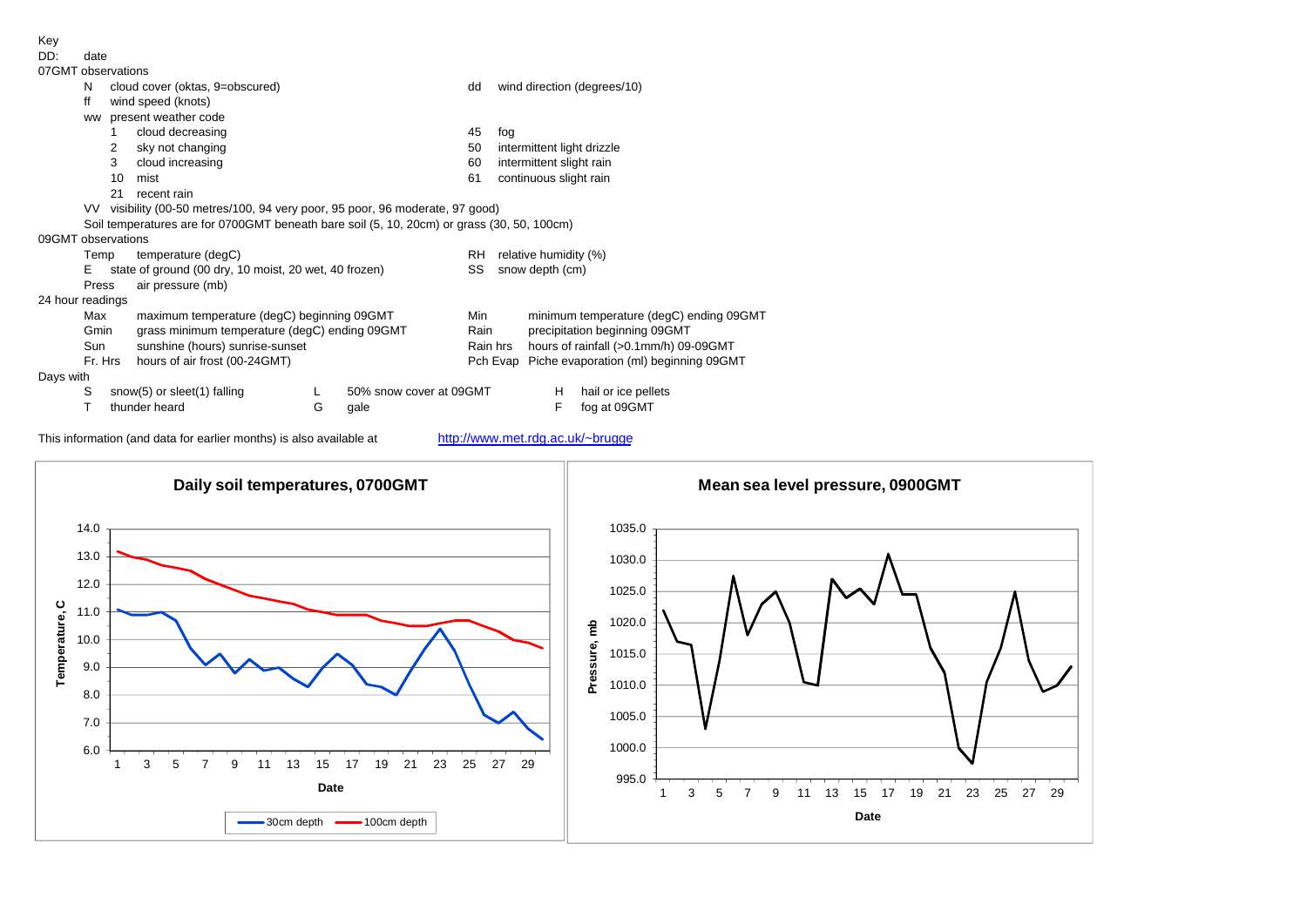Key

DD: date

07GMT observations

- N cloud cover (oktas, 9=obscured)
- ff wind speed (knots)
- dd wind direction (degrees/10)
- ww present weather code
  - 1 cloud decreasing
  - 2 sky not changing
  - 3 cloud increasing
  - 10 mist
  - 21 recent rain
  - 45 fog
  - 50 intermittent light drizzle
  - 60 intermittent slight rain
  - 61 continuous slight rain
- VV visibility (00-50 metres/100, 94 very poor, 95 poor, 96 moderate, 97 good)
- Soil temperatures are for 0700GMT beneath bare soil (5, 10, 20cm) or grass (30, 50, 100cm)

09GMT observations

- Temp temperature (degC)
- RH relative humidity (%)
- E state of ground (00 dry, 10 moist, 20 wet, 40 frozen)
- SS snow depth (cm)
- Press air pressure (mb)

24 hour readings

- Max maximum temperature (degC) beginning 09GMT
- Min minimum temperature (degC) ending 09GMT
- Gmin grass minimum temperature (degC) ending 09GMT
- Rain precipitation beginning 09GMT
- Sun sunshine (hours) sunrise-sunset
- Rain hrs hours of rainfall (>0.1mm/h) 09-09GMT
- Fr. Hrs hours of air frost (00-24GMT)
- Pch Evap Piche evaporation (ml) beginning 09GMT

Days with

- S snow(5) or sleet(1) falling
- L 50% snow cover at 09GMT
- H hail or ice pellets
- T thunder heard
- G gale
- F fog at 09GMT

This information (and data for earlier months) is also available at http://www.met.rdg.ac.uk/~brugge

**Daily soil temperatures, 0700GMT**

**Mean sea level pressure, 0900GMT**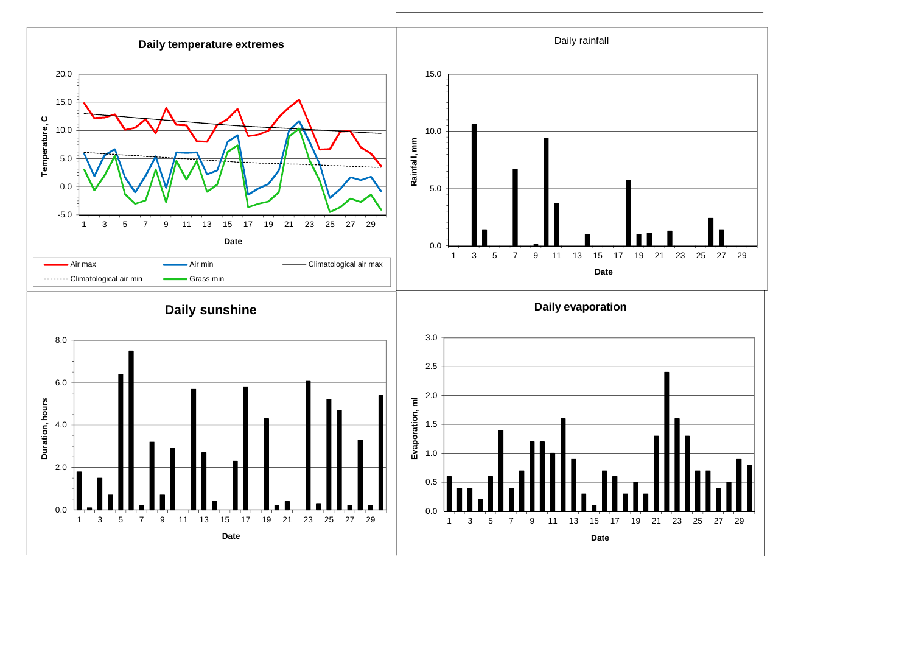**Daily temperature extremes**

20.0
15.0
10.0
5.0
0.0
-5.0

Temperature, C

1 3 5 7 9 11 13 15 17 19 21 23 25 27 29

Date

Air max
Air min
Climatological air max
Climatological air min
Grass min

Daily rainfall

15.0
10.0
5.0
0.0

Rainfall, mm

1 3 5 7 9 11 13 15 17 19 21 23 25 27 29

Date

**Daily sunshine**

8.0
6.0
4.0
2.0
0.0

Duration, hours

1 3 5 7 9 11 13 15 17 19 21 23 25 27 29

Date

**Daily evaporation**

3.0
2.5
2.0
1.5
1.0
0.5
0.0

Evaporation, ml

1 3 5 7 9 11 13 15 17 19 21 23 25 27 29

Date